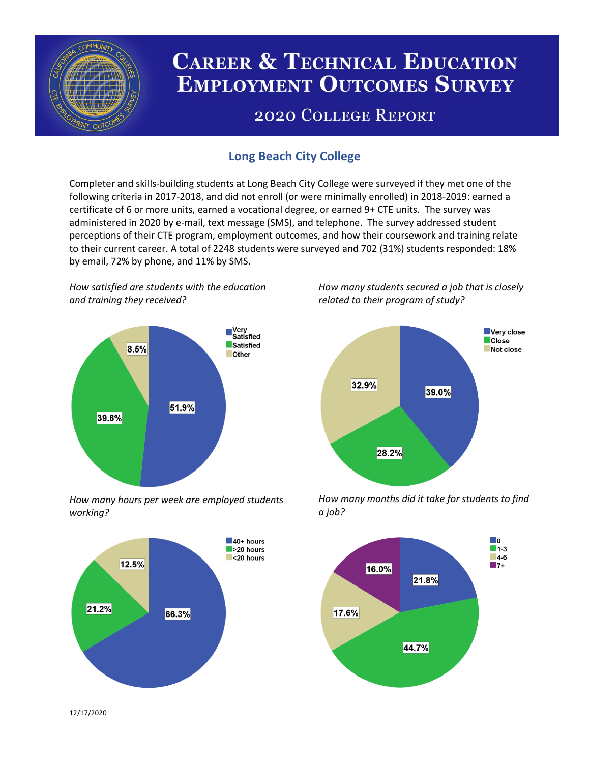# Career & Technical Education Employment Outcomes Survey

## 2020 College Report

### Long Beach City College

Completer and skills-building students at Long Beach City College were surveyed if they met one of the following criteria in 2017-2018, and did not enroll (or were minimally enrolled) in 2018-2019: earned a certificate of 6 or more units, earned a vocational degree, or earned 9+ CTE units. The survey was administered in 2020 by e-mail, text message (SMS), and telephone. The survey addressed student perceptions of their CTE program, employment outcomes, and how their coursework and training relate to their current career. A total of 2248 students were surveyed and 702 (31%) students responded: 18% by email, 72% by phone, and 11% by SMS.

*How satisfied are students with the education and training they received?*

| Response | Percent |
| --- | --- |
| Very Satisfied | 51.9% |
| Satisfied | 39.6% |
| Other | 8.5% |

*How many students secured a job that is closely related to their program of study?*

| Response | Percent |
| --- | --- |
| Very close | 39.0% |
| Close | 28.2% |
| Not close | 32.9% |

*How many hours per week are employed students working?*

| Response | Percent |
| --- | --- |
| 40+ hours | 66.3% |
| >20 hours | 21.2% |
| <20 hours | 12.5% |

*How many months did it take for students to find a job?*

| Months | Percent |
| --- | --- |
| 0 | 21.8% |
| 1-3 | 44.7% |
| 4-6 | 17.6% |
| 7+ | 16.0% |

12/17/2020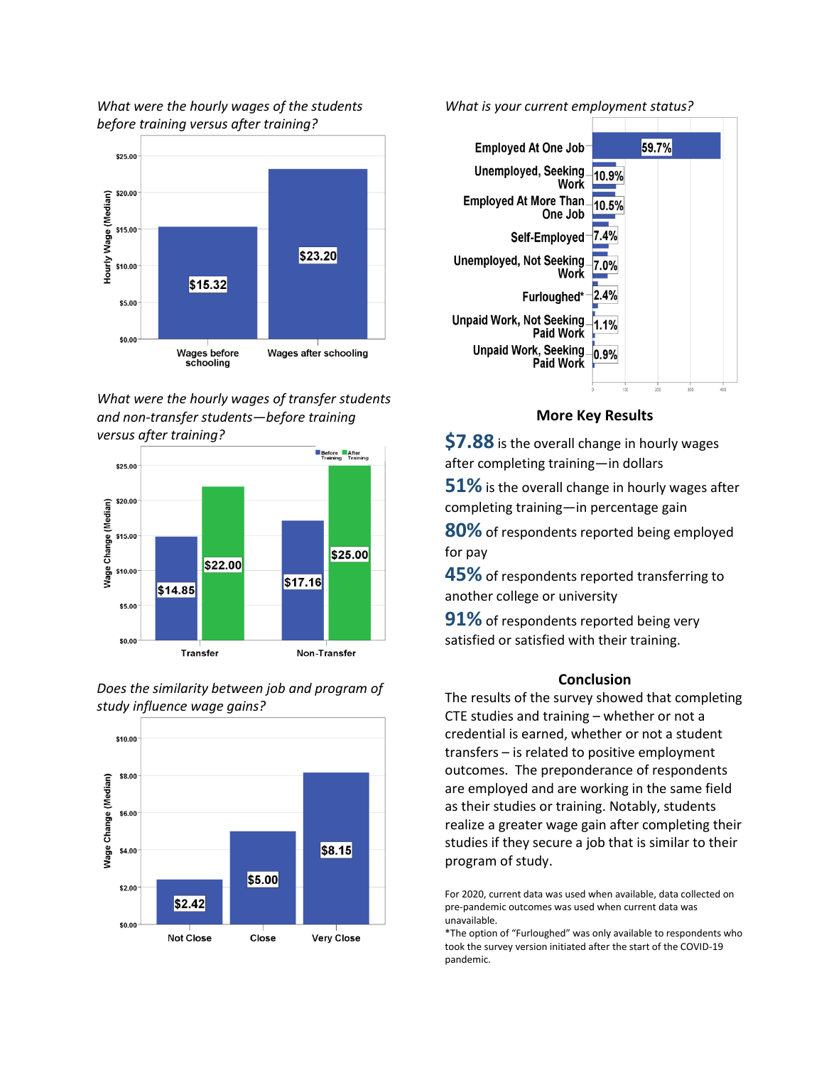*What were the hourly wages of the students before training versus after training?*

$25.00
$20.00
$15.00
$10.00
$5.00
$0.00
Hourly Wage (Median)
$15.32
$23.20
Wages before schooling
Wages after schooling

*What were the hourly wages of transfer students and non-transfer students—before training versus after training?*

Before Training
After Training
$25.00
$20.00
$15.00
$10.00
$5.00
$0.00
Wage Change (Median)
$14.85
$22.00
$17.16
$25.00
Transfer
Non-Transfer

*Does the similarity between job and program of study influence wage gains?*

$10.00
$8.00
$6.00
$4.00
$2.00
$0.00
Wage Change (Median)
$2.42
$5.00
$8.15
Not Close
Close
Very Close

*What is your current employment status?*

Employed At One Job 59.7%
Unemployed, Seeking Work 10.9%
Employed At More Than One Job 10.5%
Self-Employed 7.4%
Unemployed, Not Seeking Work 7.0%
Furloughed* 2.4%
Unpaid Work, Not Seeking Paid Work 1.1%
Unpaid Work, Seeking Paid Work 0.9%
0
100
200
300
400

## More Key Results

**$7.88** is the overall change in hourly wages after completing training—in dollars

**51%** is the overall change in hourly wages after completing training—in percentage gain

**80%** of respondents reported being employed for pay

**45%** of respondents reported transferring to another college or university

**91%** of respondents reported being very satisfied or satisfied with their training.

## Conclusion

The results of the survey showed that completing CTE studies and training – whether or not a credential is earned, whether or not a student transfers – is related to positive employment outcomes. The preponderance of respondents are employed and are working in the same field as their studies or training. Notably, students realize a greater wage gain after completing their studies if they secure a job that is similar to their program of study.

For 2020, current data was used when available, data collected on pre-pandemic outcomes was used when current data was unavailable.

*The option of "Furloughed" was only available to respondents who took the survey version initiated after the start of the COVID-19 pandemic.